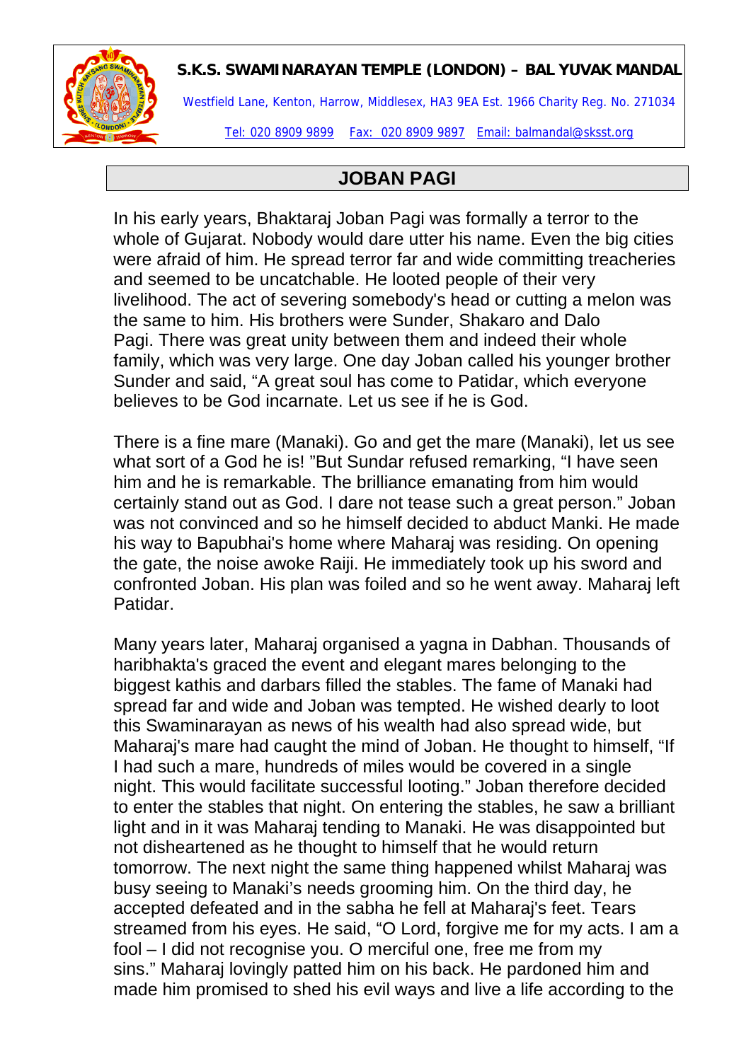**S.K.S. SWAMINARAYAN TEMPLE (LONDON) – BAL YUVAK MANDAL**

Westfield Lane, Kenton, Harrow, Middlesex, HA3 9EA Est. 1966 Charity Reg. No. 271034

Tel: 020 8909 9899 Fax: 020 8909 9897 Email: balmandal@sksst.org

## JOBAN PAGI

In his early years, Bhaktaraj Joban Pagi was formally a terror to the whole of Gujarat. Nobody would dare utter his name. Even the big cities were afraid of him. He spread terror far and wide committing treacheries and seemed to be uncatchable. He looted people of their very livelihood. The act of severing somebody's head or cutting a melon was the same to him. His brothers were Sunder, Shakaro and Dalo Pagi. There was great unity between them and indeed their whole family, which was very large. One day Joban called his younger brother Sunder and said, "A great soul has come to Patidar, which everyone believes to be God incarnate. Let us see if he is God.

There is a fine mare (Manaki). Go and get the mare (Manaki), let us see what sort of a God he is! "But Sundar refused remarking, "I have seen him and he is remarkable. The brilliance emanating from him would certainly stand out as God. I dare not tease such a great person." Joban was not convinced and so he himself decided to abduct Manki. He made his way to Bapubhai's home where Maharaj was residing. On opening the gate, the noise awoke Raiji. He immediately took up his sword and confronted Joban. His plan was foiled and so he went away. Maharaj left Patidar.

Many years later, Maharaj organised a yagna in Dabhan. Thousands of haribhakta's graced the event and elegant mares belonging to the biggest kathis and darbars filled the stables. The fame of Manaki had spread far and wide and Joban was tempted. He wished dearly to loot this Swaminarayan as news of his wealth had also spread wide, but Maharaj's mare had caught the mind of Joban. He thought to himself, "If I had such a mare, hundreds of miles would be covered in a single night. This would facilitate successful looting." Joban therefore decided to enter the stables that night. On entering the stables, he saw a brilliant light and in it was Maharaj tending to Manaki. He was disappointed but not disheartened as he thought to himself that he would return tomorrow. The next night the same thing happened whilst Maharaj was busy seeing to Manaki's needs grooming him. On the third day, he accepted defeated and in the sabha he fell at Maharaj's feet. Tears streamed from his eyes. He said, "O Lord, forgive me for my acts. I am a fool – I did not recognise you. O merciful one, free me from my sins." Maharaj lovingly patted him on his back. He pardoned him and made him promised to shed his evil ways and live a life according to the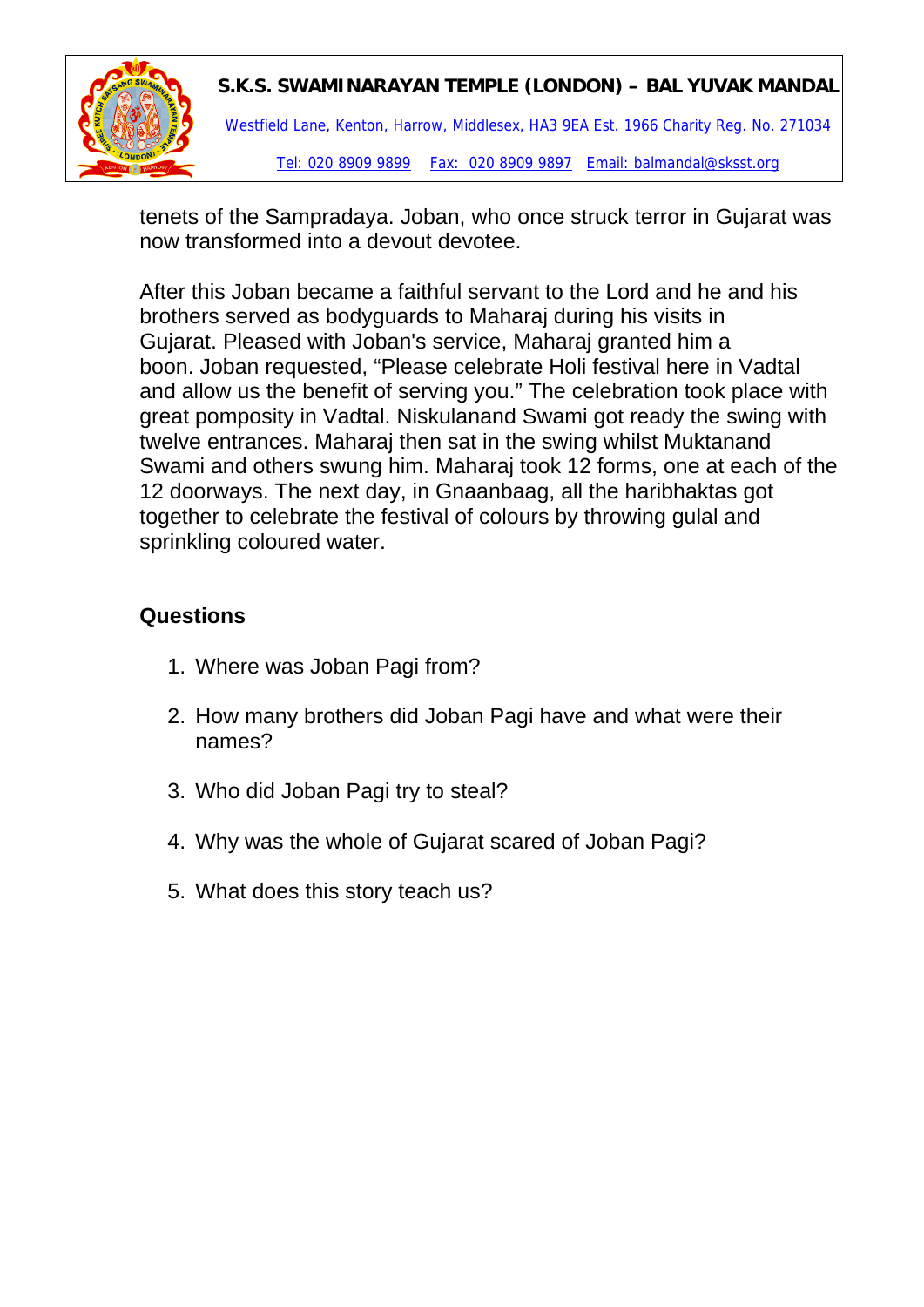tenets of the Sampradaya. Joban, who once struck terror in Gujarat was now transformed into a devout devotee.

After this Joban became a faithful servant to the Lord and he and his brothers served as bodyguards to Maharaj during his visits in Gujarat. Pleased with Joban's service, Maharaj granted him a boon. Joban requested, “Please celebrate Holi festival here in Vadtal and allow us the benefit of serving you.” The celebration took place with great pomposity in Vadtal. Niskulanand Swami got ready the swing with twelve entrances. Maharaj then sat in the swing whilst Muktanand Swami and others swung him. Maharaj took 12 forms, one at each of the 12 doorways. The next day, in Gnaanbaag, all the haribhaktas got together to celebrate the festival of colours by throwing gulal and sprinkling coloured water.

## Questions

1. Where was Joban Pagi from?
2. How many brothers did Joban Pagi have and what were their names?
3. Who did Joban Pagi try to steal?
4. Why was the whole of Gujarat scared of Joban Pagi?
5. What does this story teach us?